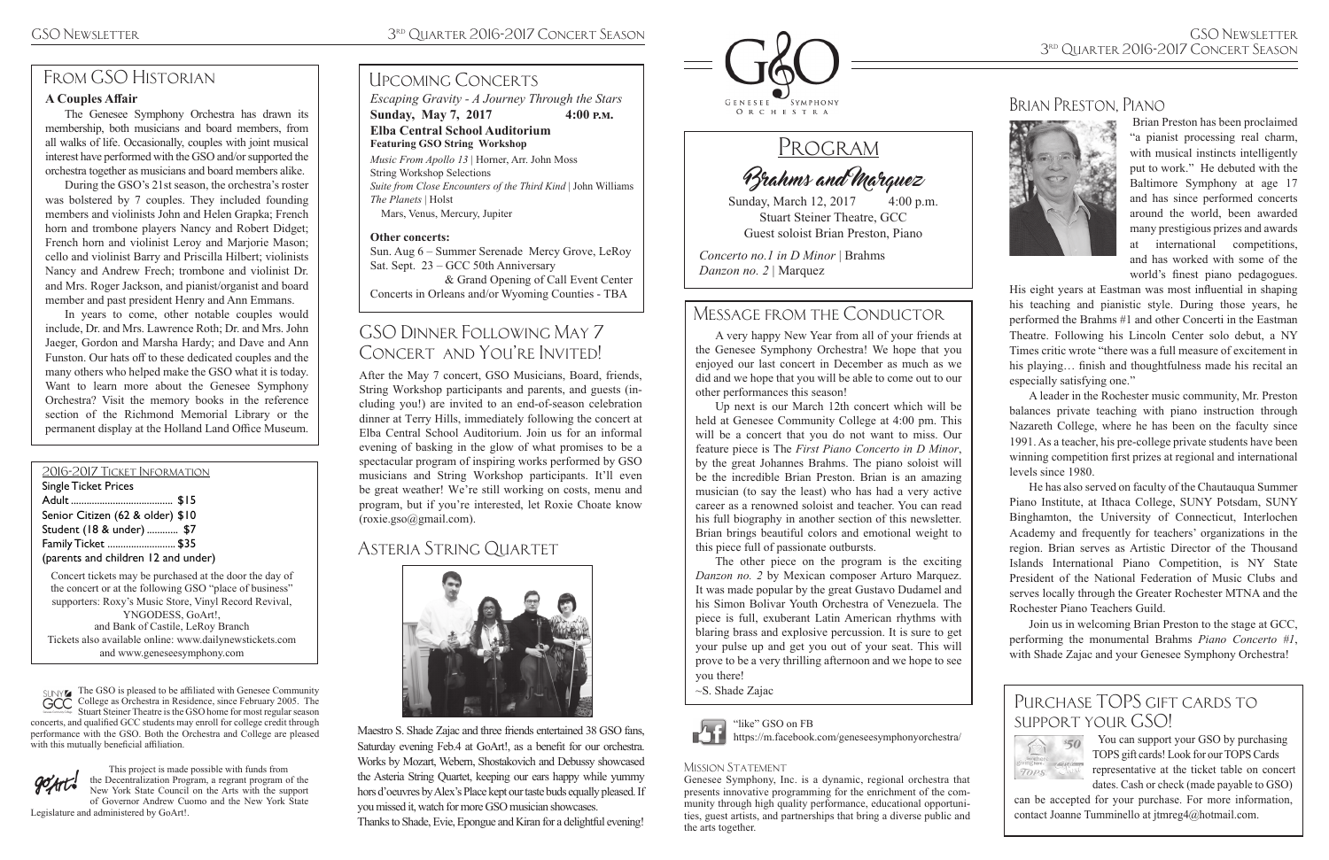## From GSO Historian

**A Couples Affair**

The Genesee Symphony Orchestra has drawn its membership, both musicians and board members, from all walks of life. Occasionally, couples with joint musical interest have performed with the GSO and/or supported the orchestra together as musicians and board members alike.

During the GSO's 21st season, the orchestra's roster was bolstered by 7 couples. They included founding members and violinists John and Helen Grapka; French horn and trombone players Nancy and Robert Didget; French horn and violinist Leroy and Marjorie Mason; cello and violinist Barry and Priscilla Hilbert; violinists Nancy and Andrew Frech; trombone and violinist Dr. and Mrs. Roger Jackson, and pianist/organist and board member and past president Henry and Ann Emmans.

In years to come, other notable couples would include, Dr. and Mrs. Lawrence Roth; Dr. and Mrs. John Jaeger, Gordon and Marsha Hardy; and Dave and Ann Funston. Our hats off to these dedicated couples and the many others who helped make the GSO what it is today. Want to learn more about the Genesee Symphony Orchestra? Visit the memory books in the reference section of the Richmond Memorial Library or the permanent display at the Holland Land Office Museum.

### 2016-2017 Ticket Information

Single Ticket Prices

| | |
|---|---|
| Adult | $15 |
| Senior Citizen (62 & older) | $10 |
| Student (18 & under) | $7 |
| Family Ticket | $35 |

(parents and children 12 and under)

Concert tickets may be purchased at the door the day of the concert or at the following GSO "place of business" supporters: Roxy's Music Store, Vinyl Record Revival, YNGODESS, GoArt!, and Bank of Castile, LeRoy Branch

Tickets also available online: www.dailynewstickets.com and www.geneseesymphony.com

The GSO is pleased to be affiliated with Genesee Community College as Orchestra in Residence, since February 2005. The Stuart Steiner Theatre is the GSO home for most regular season concerts, and qualified GCC students may enroll for college credit through performance with the GSO. Both the Orchestra and College are pleased with this mutually beneficial affiliation.

This project is made possible with funds from the Decentralization Program, a regrant program of the New York State Council on the Arts with the support of Governor Andrew Cuomo and the New York State Legislature and administered by GoArt!.

## Upcoming Concerts

*Escaping Gravity - A Journey Through the Stars*

**Sunday, May 7, 2017 4:00 p.m.**

**Elba Central School Auditorium**

**Featuring GSO String Workshop**

*Music From Apollo 13* | Horner, Arr. John Moss

String Workshop Selections

*Suite from Close Encounters of the Third Kind* | John Williams

*The Planets* | Holst

Mars, Venus, Mercury, Jupiter

**Other concerts:**

Sun. Aug 6 – Summer Serenade Mercy Grove, LeRoy

Sat. Sept. 23 – GCC 50th Anniversary & Grand Opening of Call Event Center

Concerts in Orleans and/or Wyoming Counties - TBA

## GSO Dinner Following May 7 Concert and You're Invited!

After the May 7 concert, GSO Musicians, Board, friends, String Workshop participants and parents, and guests (including you!) are invited to an end-of-season celebration dinner at Terry Hills, immediately following the concert at Elba Central School Auditorium. Join us for an informal evening of basking in the glow of what promises to be a spectacular program of inspiring works performed by GSO musicians and String Workshop participants. It'll even be great weather! We're still working on costs, menu and program, but if you're interested, let Roxie Choate know (roxie.gso@gmail.com).

## Asteria String Quartet

Maestro S. Shade Zajac and three friends entertained 38 GSO fans, Saturday evening Feb.4 at GoArt!, as a benefit for our orchestra. Works by Mozart, Webern, Shostakovich and Debussy showcased the Asteria String Quartet, keeping our ears happy while yummy hors d'oeuvres by Alex's Place kept our taste buds equally pleased. If you missed it, watch for more GSO musician showcases.

Thanks to Shade, Evie, Epongue and Kiran for a delightful evening!

Genesee Symphony Orchestra

## Program

*Brahms and Marquez*

Sunday, March 12, 2017 4:00 p.m.

Stuart Steiner Theatre, GCC

Guest soloist Brian Preston, Piano

*Concerto no.1 in D Minor* | Brahms

*Danzon no. 2* | Marquez

## Message from the Conductor

A very happy New Year from all of your friends at the Genesee Symphony Orchestra! We hope that you enjoyed our last concert in December as much as we did and we hope that you will be able to come out to our other performances this season!

Up next is our March 12th concert which will be held at Genesee Community College at 4:00 pm. This will be a concert that you do not want to miss. Our feature piece is The *First Piano Concerto in D Minor*, by the great Johannes Brahms. The piano soloist will be the incredible Brian Preston. Brian is an amazing musician (to say the least) who has had a very active career as a renowned soloist and teacher. You can read his full biography in another section of this newsletter. Brian brings beautiful colors and emotional weight to this piece full of passionate outbursts.

The other piece on the program is the exciting *Danzon no. 2* by Mexican composer Arturo Marquez. It was made popular by the great Gustavo Dudamel and his Simon Bolivar Youth Orchestra of Venezuela. The piece is full, exuberant Latin American rhythms with blaring brass and explosive percussion. It is sure to get your pulse up and get you out of your seat. This will prove to be a very thrilling afternoon and we hope to see you there!

~S. Shade Zajac

"like" GSO on FB
https://m.facebook.com/geneseesymphonyorchestra/

### Mission Statement

Genesee Symphony, Inc. is a dynamic, regional orchestra that presents innovative programming for the enrichment of the community through high quality performance, educational opportunities, guest artists, and partnerships that bring a diverse public and the arts together.

## Brian Preston, Piano

Brian Preston has been proclaimed "a pianist processing real charm, with musical instincts intelligently put to work." He debuted with the Baltimore Symphony at age 17 and has since performed concerts around the world, been awarded many prestigious prizes and awards at international competitions, and has worked with some of the world's finest piano pedagogues. His eight years at Eastman was most influential in shaping his teaching and pianistic style. During those years, he performed the Brahms #1 and other Concerti in the Eastman Theatre. Following his Lincoln Center solo debut, a NY Times critic wrote "there was a full measure of excitement in his playing… finish and thoughtfulness made his recital an especially satisfying one."

A leader in the Rochester music community, Mr. Preston balances private teaching with piano instruction through Nazareth College, where he has been on the faculty since 1991. As a teacher, his pre-college private students have been winning competition first prizes at regional and international levels since 1980.

He has also served on faculty of the Chautauqua Summer Piano Institute, at Ithaca College, SUNY Potsdam, SUNY Binghamton, the University of Connecticut, Interlochen Academy and frequently for teachers' organizations in the region. Brian serves as Artistic Director of the Thousand Islands International Piano Competition, is NY State President of the National Federation of Music Clubs and serves locally through the Greater Rochester MTNA and the Rochester Piano Teachers Guild.

Join us in welcoming Brian Preston to the stage at GCC, performing the monumental Brahms *Piano Concerto #1*, with Shade Zajac and your Genesee Symphony Orchestra!

## Purchase TOPS gift cards to support your GSO!

You can support your GSO by purchasing TOPS gift cards! Look for our TOPS Cards representative at the ticket table on concert dates. Cash or check (made payable to GSO) can be accepted for your purchase. For more information, contact Joanne Tumminello at jtmreg4@hotmail.com.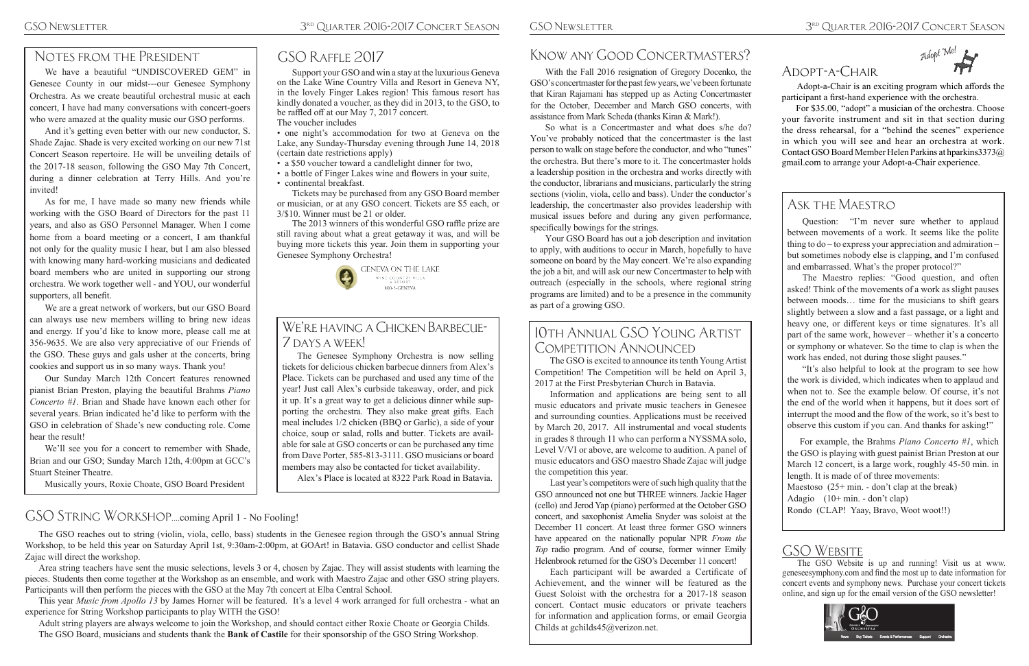## Notes from the President

We have a beautiful "UNDISCOVERED GEM" in Genesee County in our midst---our Genesee Symphony Orchestra. As we create beautiful orchestral music at each concert, I have had many conversations with concert-goers who were amazed at the quality music our GSO performs.

And it's getting even better with our new conductor, S. Shade Zajac. Shade is very excited working on our new 71st Concert Season repertoire. He will be unveiling details of the 2017-18 season, following the GSO May 7th Concert, during a dinner celebration at Terry Hills. And you're invited!

As for me, I have made so many new friends while working with the GSO Board of Directors for the past 11 years, and also as GSO Personnel Manager. When I come home from a board meeting or a concert, I am thankful not only for the quality music I hear, but I am also blessed with knowing many hard-working musicians and dedicated board members who are united in supporting our strong orchestra. We work together well - and YOU, our wonderful supporters, all benefit.

We are a great network of workers, but our GSO Board can always use new members willing to bring new ideas and energy. If you'd like to know more, please call me at 356-9635. We are also very appreciative of our Friends of the GSO. These guys and gals usher at the concerts, bring cookies and support us in so many ways. Thank you!

Our Sunday March 12th Concert features renowned pianist Brian Preston, playing the beautiful Brahms *Piano Concerto #1*. Brian and Shade have known each other for several years. Brian indicated he'd like to perform with the GSO in celebration of Shade's new conducting role. Come hear the result!

We'll see you for a concert to remember with Shade, Brian and our GSO; Sunday March 12th, 4:00pm at GCC's Stuart Steiner Theatre.

Musically yours, Roxie Choate, GSO Board President

## GSO Raffle 2017

Support your GSO and win a stay at the luxurious Geneva on the Lake Wine Country Villa and Resort in Geneva NY, in the lovely Finger Lakes region! This famous resort has kindly donated a voucher, as they did in 2013, to the GSO, to be raffled off at our May 7, 2017 concert.

The voucher includes

- one night's accommodation for two at Geneva on the Lake, any Sunday-Thursday evening through June 14, 2018 (certain date restrictions apply)
- a $50 voucher toward a candlelight dinner for two,
- a bottle of Finger Lakes wine and flowers in your suite,
- continental breakfast.

Tickets may be purchased from any GSO Board member or musician, or at any GSO concert. Tickets are $5 each, or 3/$10. Winner must be 21 or older.

The 2013 winners of this wonderful GSO raffle prize are still raving about what a great getaway it was, and will be buying more tickets this year. Join them in supporting your Genesee Symphony Orchestra!

GENEVA ON THE LAKE
WINE COUNTRY VILLA & RESORT
800-3-GENEVA

## We're having a Chicken Barbecue- 7 days a week!

The Genesee Symphony Orchestra is now selling tickets for delicious chicken barbecue dinners from Alex's Place. Tickets can be purchased and used any time of the year! Just call Alex's curbside takeaway, order, and pick it up. It's a great way to get a delicious dinner while supporting the orchestra. They also make great gifts. Each meal includes 1/2 chicken (BBQ or Garlic), a side of your choice, soup or salad, rolls and butter. Tickets are available for sale at GSO concerts or can be purchased any time from Dave Porter, 585-813-3111. GSO musicians or board members may also be contacted for ticket availability.

Alex's Place is located at 8322 Park Road in Batavia.

## GSO String Workshop....coming April 1 - No Fooling!

The GSO reaches out to string (violin, viola, cello, bass) students in the Genesee region through the GSO's annual String Workshop, to be held this year on Saturday April 1st, 9:30am-2:00pm, at GOArt! in Batavia. GSO conductor and cellist Shade Zajac will direct the workshop.

Area string teachers have sent the music selections, levels 3 or 4, chosen by Zajac. They will assist students with learning the pieces. Students then come together at the Workshop as an ensemble, and work with Maestro Zajac and other GSO string players. Participants will then perform the pieces with the GSO at the May 7th concert at Elba Central School.

This year *Music from Apollo 13* by James Horner will be featured. It's a level 4 work arranged for full orchestra - what an experience for String Workshop participants to play WITH the GSO!

Adult string players are always welcome to join the Workshop, and should contact either Roxie Choate or Georgia Childs.

The GSO Board, musicians and students thank the **Bank of Castile** for their sponsorship of the GSO String Workshop.

## Know any Good Concertmasters?

With the Fall 2016 resignation of Gregory Docenko, the GSO's concertmaster for the past few years, we've been fortunate that Kiran Rajamani has stepped up as Acting Concertmaster for the October, December and March GSO concerts, with assistance from Mark Scheda (thanks Kiran & Mark!).

So what is a Concertmaster and what does s/he do? You've probably noticed that the concertmaster is the last person to walk on stage before the conductor, and who "tunes" the orchestra. But there's more to it. The concertmaster holds a leadership position in the orchestra and works directly with the conductor, librarians and musicians, particularly the string sections (violin, viola, cello and bass). Under the conductor's leadership, the concertmaster also provides leadership with musical issues before and during any given performance, specifically bowings for the strings.

Your GSO Board has out a job description and invitation to apply, with auditions to occur in March, hopefully to have someone on board by the May concert. We're also expanding the job a bit, and will ask our new Concertmaster to help with outreach (especially in the schools, where regional string programs are limited) and to be a presence in the community as part of a growing GSO.

## 10th Annual GSO Young Artist Competition Announced

The GSO is excited to announce its tenth Young Artist Competition! The Competition will be held on April 3, 2017 at the First Presbyterian Church in Batavia.

Information and applications are being sent to all music educators and private music teachers in Genesee and surrounding counties. Applications must be received by March 20, 2017. All instrumental and vocal students in grades 8 through 11 who can perform a NYSSMA solo, Level V/VI or above, are welcome to audition. A panel of music educators and GSO maestro Shade Zajac will judge the competition this year.

Last year's competitors were of such high quality that the GSO announced not one but THREE winners. Jackie Hager (cello) and Jerod Yap (piano) performed at the October GSO concert, and saxophonist Amelia Snyder was soloist at the December 11 concert. At least three former GSO winners have appeared on the nationally popular NPR *From the Top* radio program. And of course, former winner Emily Helenbrook returned for the GSO's December 11 concert!

Each participant will be awarded a Certificate of Achievement, and the winner will be featured as the Guest Soloist with the orchestra for a 2017-18 season concert. Contact music educators or private teachers for information and application forms, or email Georgia Childs at gchilds45@verizon.net.

## Adopt-a-Chair

Adopt Me!

Adopt-a-Chair is an exciting program which affords the participant a first-hand experience with the orchestra.

For $35.00, "adopt" a musician of the orchestra. Choose your favorite instrument and sit in that section during the dress rehearsal, for a "behind the scenes" experience in which you will see and hear an orchestra at work. Contact GSO Board Member Helen Parkins at hparkins3373@gmail.com to arrange your Adopt-a-Chair experience.

## Ask the Maestro

Question: "I'm never sure whether to applaud between movements of a work. It seems like the polite thing to do – to express your appreciation and admiration – but sometimes nobody else is clapping, and I'm confused and embarrassed. What's the proper protocol?"

The Maestro replies: "Good question, and often asked! Think of the movements of a work as slight pauses between moods… time for the musicians to shift gears slightly between a slow and a fast passage, or a light and heavy one, or different keys or time signatures. It's all part of the same work, however – whether it's a concerto or symphony or whatever. So the time to clap is when the work has ended, not during those slight pauses."

"It's also helpful to look at the program to see how the work is divided, which indicates when to applaud and when not to. See the example below. Of course, it's not the end of the world when it happens, but it does sort of interrupt the mood and the flow of the work, so it's best to observe this custom if you can. And thanks for asking!"

For example, the Brahms *Piano Concerto #1*, which the GSO is playing with guest painist Brian Preston at our March 12 concert, is a large work, roughly 45-50 min. in length. It is made of of three movements:

Maestoso (25+ min. - don't clap at the break)
Adagio (10+ min. - don't clap)
Rondo (CLAP! Yaay, Bravo, Woot woot!!)

## GSO Website

The GSO Website is up and running! Visit us at www.geneseesymphony.com and find the most up to date information for concert events and symphony news. Purchase your concert tickets online, and sign up for the email version of the GSO newsletter!